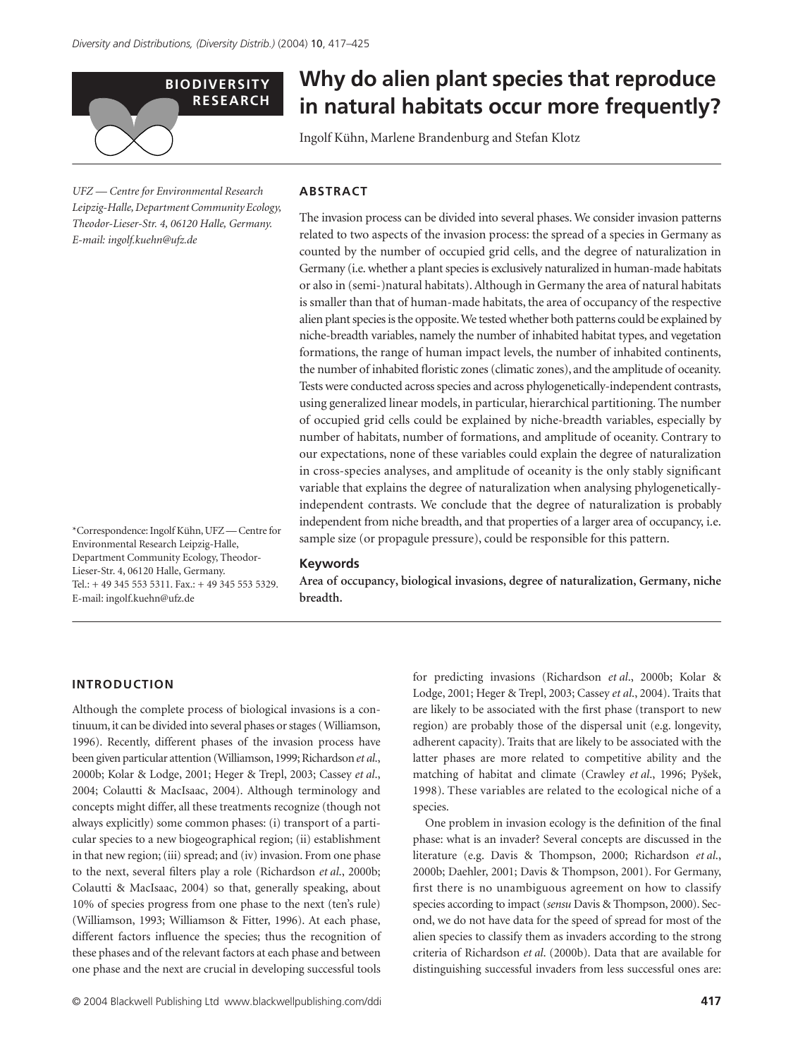BIODIVERSITY RESEARCH

# Why do alien plant species that reproduce in natural habitats occur more frequently?

Ingolf Kühn, Marlene Brandenburg and Stefan Klotz

*UFZ — Centre for Environmental Research Leipzig-Halle, Department Community Ecology, Theodor-Lieser-Str. 4, 06120 Halle, Germany. E-mail: ingolf.kuehn@ufz.de*

## ABSTRACT

The invasion process can be divided into several phases. We consider invasion patterns related to two aspects of the invasion process: the spread of a species in Germany as counted by the number of occupied grid cells, and the degree of naturalization in Germany (i.e. whether a plant species is exclusively naturalized in human-made habitats or also in (semi-)natural habitats). Although in Germany the area of natural habitats is smaller than that of human-made habitats, the area of occupancy of the respective alien plant species is the opposite. We tested whether both patterns could be explained by niche-breadth variables, namely the number of inhabited habitat types, and vegetation formations, the range of human impact levels, the number of inhabited continents, the number of inhabited floristic zones (climatic zones), and the amplitude of oceanity. Tests were conducted across species and across phylogenetically-independent contrasts, using generalized linear models, in particular, hierarchical partitioning. The number of occupied grid cells could be explained by niche-breadth variables, especially by number of habitats, number of formations, and amplitude of oceanity. Contrary to our expectations, none of these variables could explain the degree of naturalization in cross-species analyses, and amplitude of oceanity is the only stably significant variable that explains the degree of naturalization when analysing phylogenetically-independent contrasts. We conclude that the degree of naturalization is probably independent from niche breadth, and that properties of a larger area of occupancy, i.e. sample size (or propagule pressure), could be responsible for this pattern.

### Keywords

**Area of occupancy, biological invasions, degree of naturalization, Germany, niche breadth.**

*Correspondence: Ingolf Kühn, UFZ — Centre for Environmental Research Leipzig-Halle, Department Community Ecology, Theodor-Lieser-Str. 4, 06120 Halle, Germany. Tel.: + 49 345 553 5311. Fax.: + 49 345 553 5329. E-mail: ingolf.kuehn@ufz.de

## INTRODUCTION

Although the complete process of biological invasions is a continuum, it can be divided into several phases or stages (Williamson, 1996). Recently, different phases of the invasion process have been given particular attention (Williamson, 1999; Richardson *et al*., 2000b; Kolar & Lodge, 2001; Heger & Trepl, 2003; Cassey *et al*., 2004; Colautti & MacIsaac, 2004). Although terminology and concepts might differ, all these treatments recognize (though not always explicitly) some common phases: (i) transport of a particular species to a new biogeographical region; (ii) establishment in that new region; (iii) spread; and (iv) invasion. From one phase to the next, several filters play a role (Richardson *et al*., 2000b; Colautti & MacIsaac, 2004) so that, generally speaking, about 10% of species progress from one phase to the next (ten's rule) (Williamson, 1993; Williamson & Fitter, 1996). At each phase, different factors influence the species; thus the recognition of these phases and of the relevant factors at each phase and between one phase and the next are crucial in developing successful tools for predicting invasions (Richardson *et al*., 2000b; Kolar & Lodge, 2001; Heger & Trepl, 2003; Cassey *et al*., 2004). Traits that are likely to be associated with the first phase (transport to new region) are probably those of the dispersal unit (e.g. longevity, adherent capacity). Traits that are likely to be associated with the latter phases are more related to competitive ability and the matching of habitat and climate (Crawley *et al*., 1996; Pyšek, 1998). These variables are related to the ecological niche of a species.

One problem in invasion ecology is the definition of the final phase: what is an invader? Several concepts are discussed in the literature (e.g. Davis & Thompson, 2000; Richardson *et al*., 2000b; Daehler, 2001; Davis & Thompson, 2001). For Germany, first there is no unambiguous agreement on how to classify species according to impact (*sensu* Davis & Thompson, 2000). Second, we do not have data for the speed of spread for most of the alien species to classify them as invaders according to the strong criteria of Richardson *et al*. (2000b). Data that are available for distinguishing successful invaders from less successful ones are: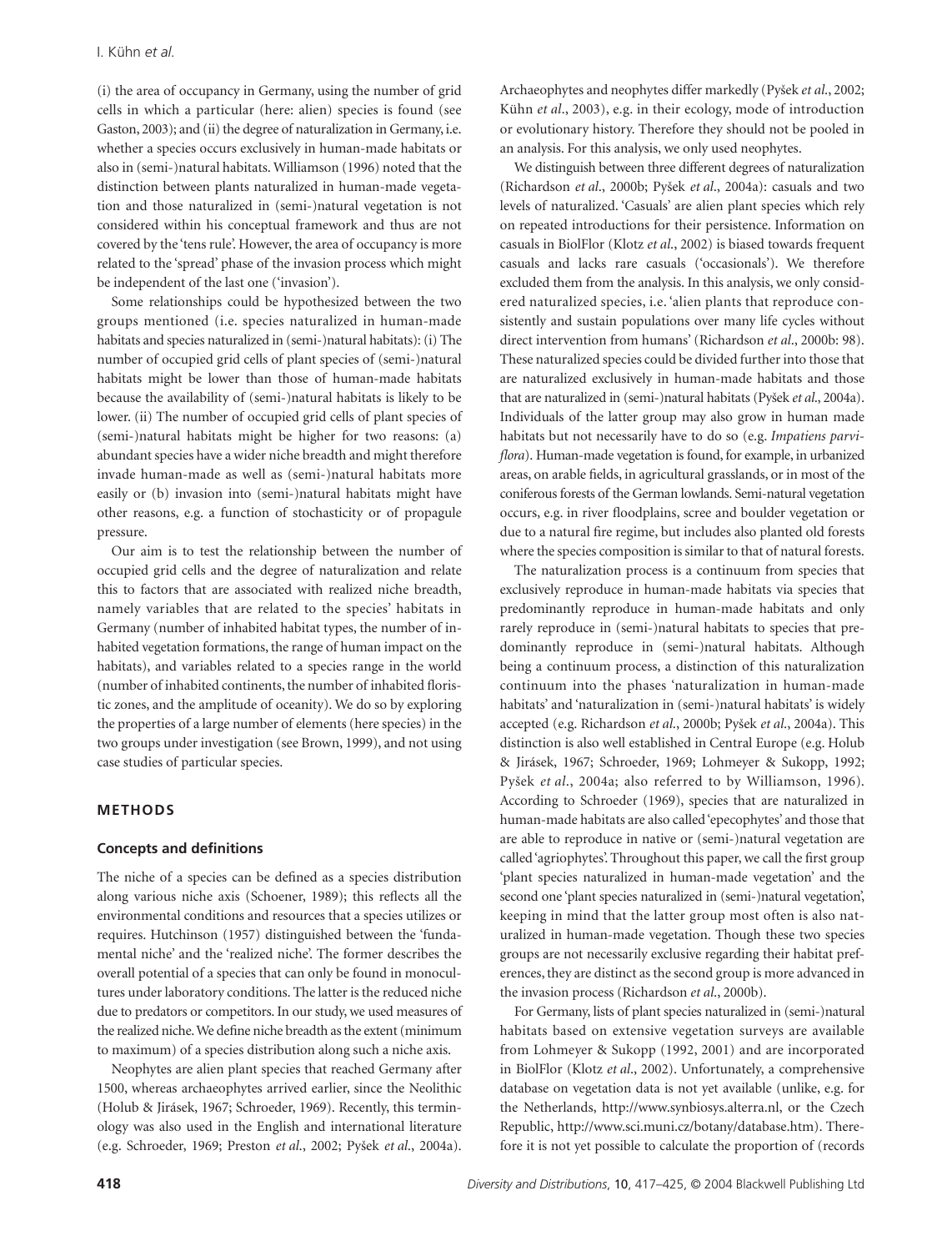(i) the area of occupancy in Germany, using the number of grid cells in which a particular (here: alien) species is found (see Gaston, 2003); and (ii) the degree of naturalization in Germany, i.e. whether a species occurs exclusively in human-made habitats or also in (semi-)natural habitats. Williamson (1996) noted that the distinction between plants naturalized in human-made vegetation and those naturalized in (semi-)natural vegetation is not considered within his conceptual framework and thus are not covered by the 'tens rule'. However, the area of occupancy is more related to the 'spread' phase of the invasion process which might be independent of the last one ('invasion').

Some relationships could be hypothesized between the two groups mentioned (i.e. species naturalized in human-made habitats and species naturalized in (semi-)natural habitats): (i) The number of occupied grid cells of plant species of (semi-)natural habitats might be lower than those of human-made habitats because the availability of (semi-)natural habitats is likely to be lower. (ii) The number of occupied grid cells of plant species of (semi-)natural habitats might be higher for two reasons: (a) abundant species have a wider niche breadth and might therefore invade human-made as well as (semi-)natural habitats more easily or (b) invasion into (semi-)natural habitats might have other reasons, e.g. a function of stochasticity or of propagule pressure.

Our aim is to test the relationship between the number of occupied grid cells and the degree of naturalization and relate this to factors that are associated with realized niche breadth, namely variables that are related to the species' habitats in Germany (number of inhabited habitat types, the number of inhabited vegetation formations, the range of human impact on the habitats), and variables related to a species range in the world (number of inhabited continents, the number of inhabited floristic zones, and the amplitude of oceanity). We do so by exploring the properties of a large number of elements (here species) in the two groups under investigation (see Brown, 1999), and not using case studies of particular species.

## METHODS

### Concepts and definitions

The niche of a species can be defined as a species distribution along various niche axis (Schoener, 1989); this reflects all the environmental conditions and resources that a species utilizes or requires. Hutchinson (1957) distinguished between the 'fundamental niche' and the 'realized niche'. The former describes the overall potential of a species that can only be found in monocultures under laboratory conditions. The latter is the reduced niche due to predators or competitors. In our study, we used measures of the realized niche. We define niche breadth as the extent (minimum to maximum) of a species distribution along such a niche axis.

Neophytes are alien plant species that reached Germany after 1500, whereas archaeophytes arrived earlier, since the Neolithic (Holub & Jirásek, 1967; Schroeder, 1969). Recently, this terminology was also used in the English and international literature (e.g. Schroeder, 1969; Preston *et al*., 2002; Pyšek *et al*., 2004a). Archaeophytes and neophytes differ markedly (Pyšek *et al*., 2002; Kühn *et al*., 2003), e.g. in their ecology, mode of introduction or evolutionary history. Therefore they should not be pooled in an analysis. For this analysis, we only used neophytes.

We distinguish between three different degrees of naturalization (Richardson *et al*., 2000b; Pyšek *et al*., 2004a): casuals and two levels of naturalized. 'Casuals' are alien plant species which rely on repeated introductions for their persistence. Information on casuals in BiolFlor (Klotz *et al*., 2002) is biased towards frequent casuals and lacks rare casuals ('occasionals'). We therefore excluded them from the analysis. In this analysis, we only considered naturalized species, i.e. 'alien plants that reproduce consistently and sustain populations over many life cycles without direct intervention from humans' (Richardson *et al*., 2000b: 98). These naturalized species could be divided further into those that are naturalized exclusively in human-made habitats and those that are naturalized in (semi-)natural habitats (Pyšek *et al*., 2004a). Individuals of the latter group may also grow in human made habitats but not necessarily have to do so (e.g. *Impatiens parviflora*). Human-made vegetation is found, for example, in urbanized areas, on arable fields, in agricultural grasslands, or in most of the coniferous forests of the German lowlands. Semi-natural vegetation occurs, e.g. in river floodplains, scree and boulder vegetation or due to a natural fire regime, but includes also planted old forests where the species composition is similar to that of natural forests.

The naturalization process is a continuum from species that exclusively reproduce in human-made habitats via species that predominantly reproduce in human-made habitats and only rarely reproduce in (semi-)natural habitats to species that predominantly reproduce in (semi-)natural habitats. Although being a continuum process, a distinction of this naturalization continuum into the phases 'naturalization in human-made habitats' and 'naturalization in (semi-)natural habitats' is widely accepted (e.g. Richardson *et al*., 2000b; Pyšek *et al*., 2004a). This distinction is also well established in Central Europe (e.g. Holub & Jirásek, 1967; Schroeder, 1969; Lohmeyer & Sukopp, 1992; Pyšek *et al*., 2004a; also referred to by Williamson, 1996). According to Schroeder (1969), species that are naturalized in human-made habitats are also called 'epecophytes' and those that are able to reproduce in native or (semi-)natural vegetation are called 'agriophytes'. Throughout this paper, we call the first group 'plant species naturalized in human-made vegetation' and the second one 'plant species naturalized in (semi-)natural vegetation', keeping in mind that the latter group most often is also naturalized in human-made vegetation. Though these two species groups are not necessarily exclusive regarding their habitat preferences, they are distinct as the second group is more advanced in the invasion process (Richardson *et al*., 2000b).

For Germany, lists of plant species naturalized in (semi-)natural habitats based on extensive vegetation surveys are available from Lohmeyer & Sukopp (1992, 2001) and are incorporated in BiolFlor (Klotz *et al*., 2002). Unfortunately, a comprehensive database on vegetation data is not yet available (unlike, e.g. for the Netherlands, http://www.synbiosys.alterra.nl, or the Czech Republic, http://www.sci.muni.cz/botany/database.htm). Therefore it is not yet possible to calculate the proportion of (records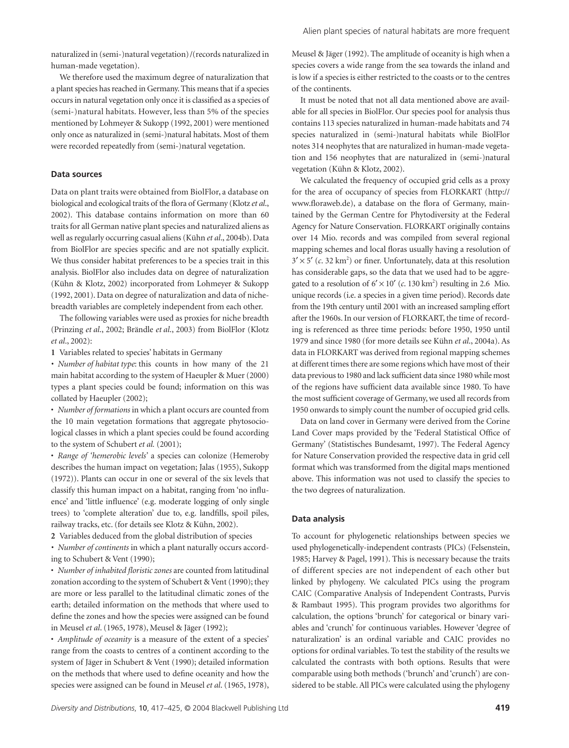naturalized in (semi-)natural vegetation)/(records naturalized in human-made vegetation).

We therefore used the maximum degree of naturalization that a plant species has reached in Germany. This means that if a species occurs in natural vegetation only once it is classified as a species of (semi-)natural habitats. However, less than 5% of the species mentioned by Lohmeyer & Sukopp (1992, 2001) were mentioned only once as naturalized in (semi-)natural habitats. Most of them were recorded repeatedly from (semi-)natural vegetation.

### Data sources

Data on plant traits were obtained from BiolFlor, a database on biological and ecological traits of the flora of Germany (Klotz *et al*., 2002). This database contains information on more than 60 traits for all German native plant species and naturalized aliens as well as regularly occurring casual aliens (Kühn *et al*., 2004b). Data from BiolFlor are species specific and are not spatially explicit. We thus consider habitat preferences to be a species trait in this analysis. BiolFlor also includes data on degree of naturalization (Kühn & Klotz, 2002) incorporated from Lohmeyer & Sukopp (1992, 2001). Data on degree of naturalization and data of niche-breadth variables are completely independent from each other.

The following variables were used as proxies for niche breadth (Prinzing *et al*., 2002; Brändle *et al*., 2003) from BiolFlor (Klotz *et al*., 2002):

**1** Variables related to species' habitats in Germany

• *Number of habitat type*: this counts in how many of the 21 main habitat according to the system of Haeupler & Muer (2000) types a plant species could be found; information on this was collated by Haeupler (2002);

• *Number of formations* in which a plant occurs are counted from the 10 main vegetation formations that aggregate phytosociological classes in which a plant species could be found according to the system of Schubert *et al.* (2001);

• *Range of 'hemerobic levels'* a species can colonize (Hemeroby describes the human impact on vegetation; Jalas (1955), Sukopp (1972)). Plants can occur in one or several of the six levels that classify this human impact on a habitat, ranging from 'no influence' and 'little influence' (e.g. moderate logging of only single trees) to 'complete alteration' due to, e.g. landfills, spoil piles, railway tracks, etc. (for details see Klotz & Kühn, 2002).

**2** Variables deduced from the global distribution of species

• *Number of continents* in which a plant naturally occurs according to Schubert & Vent (1990);

• *Number of inhabited floristic zones* are counted from latitudinal zonation according to the system of Schubert & Vent (1990); they are more or less parallel to the latitudinal climatic zones of the earth; detailed information on the methods that where used to define the zones and how the species were assigned can be found in Meusel *et al*. (1965, 1978), Meusel & Jäger (1992);

• *Amplitude of oceanity* is a measure of the extent of a species' range from the coasts to centres of a continent according to the system of Jäger in Schubert & Vent (1990); detailed information on the methods that where used to define oceanity and how the species were assigned can be found in Meusel *et al*. (1965, 1978), Meusel & Jäger (1992). The amplitude of oceanity is high when a species covers a wide range from the sea towards the inland and is low if a species is either restricted to the coasts or to the centres of the continents.

It must be noted that not all data mentioned above are available for all species in BiolFlor. Our species pool for analysis thus contains 113 species naturalized in human-made habitats and 74 species naturalized in (semi-)natural habitats while BiolFlor notes 314 neophytes that are naturalized in human-made vegetation and 156 neophytes that are naturalized in (semi-)natural vegetation (Kühn & Klotz, 2002).

We calculated the frequency of occupied grid cells as a proxy for the area of occupancy of species from FLORKART (http://www.floraweb.de), a database on the flora of Germany, maintained by the German Centre for Phytodiversity at the Federal Agency for Nature Conservation. FLORKART originally contains over 14 Mio. records and was compiled from several regional mapping schemes and local floras usually having a resolution of $3' \times 5'$ (*c*. 32 km$^2$) or finer. Unfortunately, data at this resolution has considerable gaps, so the data that we used had to be aggregated to a resolution of $6' \times 10'$ (*c*. 130 km$^2$) resulting in 2.6 Mio. unique records (i.e. a species in a given time period). Records date from the 19th century until 2001 with an increased sampling effort after the 1960s. In our version of FLORKART, the time of recording is referenced as three time periods: before 1950, 1950 until 1979 and since 1980 (for more details see Kühn *et al*., 2004a). As data in FLORKART was derived from regional mapping schemes at different times there are some regions which have most of their data previous to 1980 and lack sufficient data since 1980 while most of the regions have sufficient data available since 1980. To have the most sufficient coverage of Germany, we used all records from 1950 onwards to simply count the number of occupied grid cells.

Data on land cover in Germany were derived from the Corine Land Cover maps provided by the 'Federal Statistical Office of Germany' (Statistisches Bundesamt, 1997). The Federal Agency for Nature Conservation provided the respective data in grid cell format which was transformed from the digital maps mentioned above. This information was not used to classify the species to the two degrees of naturalization.

### Data analysis

To account for phylogenetic relationships between species we used phylogenetically-independent contrasts (PICs) (Felsenstein, 1985; Harvey & Pagel, 1991). This is necessary because the traits of different species are not independent of each other but linked by phylogeny. We calculated PICs using the program CAIC (Comparative Analysis of Independent Contrasts, Purvis & Rambaut 1995). This program provides two algorithms for calculation, the options 'brunch' for categorical or binary variables and 'crunch' for continuous variables. However 'degree of naturalization' is an ordinal variable and CAIC provides no options for ordinal variables. To test the stability of the results we calculated the contrasts with both options. Results that were comparable using both methods ('brunch' and 'crunch') are considered to be stable. All PICs were calculated using the phylogeny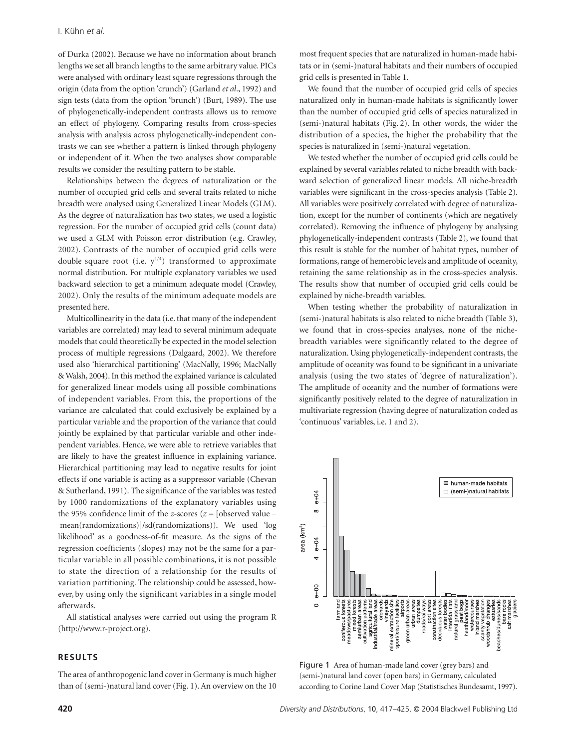of Durka (2002). Because we have no information about branch lengths we set all branch lengths to the same arbitrary value. PICs were analysed with ordinary least square regressions through the origin (data from the option 'crunch') (Garland *et al*., 1992) and sign tests (data from the option 'brunch') (Burt, 1989). The use of phylogenetically-independent contrasts allows us to remove an effect of phylogeny. Comparing results from cross-species analysis with analysis across phylogenetically-independent contrasts we can see whether a pattern is linked through phylogeny or independent of it. When the two analyses show comparable results we consider the resulting pattern to be stable.

Relationships between the degrees of naturalization or the number of occupied grid cells and several traits related to niche breadth were analysed using Generalized Linear Models (GLM). As the degree of naturalization has two states, we used a logistic regression. For the number of occupied grid cells (count data) we used a GLM with Poisson error distribution (e.g. Crawley, 2002). Contrasts of the number of occupied grid cells were double square root (i.e. $y^{1/4}$) transformed to approximate normal distribution. For multiple explanatory variables we used backward selection to get a minimum adequate model (Crawley, 2002). Only the results of the minimum adequate models are presented here.

Multicollinearity in the data (i.e. that many of the independent variables are correlated) may lead to several minimum adequate models that could theoretically be expected in the model selection process of multiple regressions (Dalgaard, 2002). We therefore used also 'hierarchical partitioning' (MacNally, 1996; MacNally & Walsh, 2004). In this method the explained variance is calculated for generalized linear models using all possible combinations of independent variables. From this, the proportions of the variance are calculated that could exclusively be explained by a particular variable and the proportion of the variance that could jointly be explained by that particular variable and other independent variables. Hence, we were able to retrieve variables that are likely to have the greatest influence in explaining variance. Hierarchical partitioning may lead to negative results for joint effects if one variable is acting as a suppressor variable (Chevan & Sutherland, 1991). The significance of the variables was tested by 1000 randomizations of the explanatory variables using the 95% confidence limit of the *z*-scores ($z = [\text{observed value} - \text{mean(randomizations)}]/\text{sd(randomizations)}$). We used 'log likelihood' as a goodness-of-fit measure. As the signs of the regression coefficients (slopes) may not be the same for a particular variable in all possible combinations, it is not possible to state the direction of a relationship for the results of variation partitioning. The relationship could be assessed, however, by using only the significant variables in a single model afterwards.

All statistical analyses were carried out using the program R (http://www.r-project.org).

## RESULTS

The area of anthropogenic land cover in Germany is much higher than of (semi-)natural land cover (Fig. 1). An overview on the 10 most frequent species that are naturalized in human-made habitats or in (semi-)natural habitats and their numbers of occupied grid cells is presented in Table 1.

We found that the number of occupied grid cells of species naturalized only in human-made habitats is significantly lower than the number of occupied grid cells of species naturalized in (semi-)natural habitats (Fig. 2). In other words, the wider the distribution of a species, the higher the probability that the species is naturalized in (semi-)natural vegetation.

We tested whether the number of occupied grid cells could be explained by several variables related to niche breadth with backward selection of generalized linear models. All niche-breadth variables were significant in the cross-species analysis (Table 2). All variables were positively correlated with degree of naturalization, except for the number of continents (which are negatively correlated). Removing the influence of phylogeny by analysing phylogenetically-independent contrasts (Table 2), we found that this result is stable for the number of habitat types, number of formations, range of hemerobic levels and amplitude of oceanity, retaining the same relationship as in the cross-species analysis. The results show that number of occupied grid cells could be explained by niche-breadth variables.

When testing whether the probability of naturalization in (semi-)natural habitats is also related to niche breadth (Table 3), we found that in cross-species analyses, none of the niche-breadth variables were significantly related to the degree of naturalization. Using phylogenetically-independent contrasts, the amplitude of oceanity was found to be significant in a univariate analysis (using the two states of 'degree of naturalization'). The amplitude of oceanity and the number of formations were significantly positively related to the degree of naturalization in multivariate regression (having degree of naturalization coded as 'continuous' variables, i.e. 1 and 2).

Figure 1 Area of human-made land cover (grey bars) and (semi-)natural land cover (open bars) in Germany, calculated according to Corine Land Cover Map (Statistisches Bundesamt, 1997).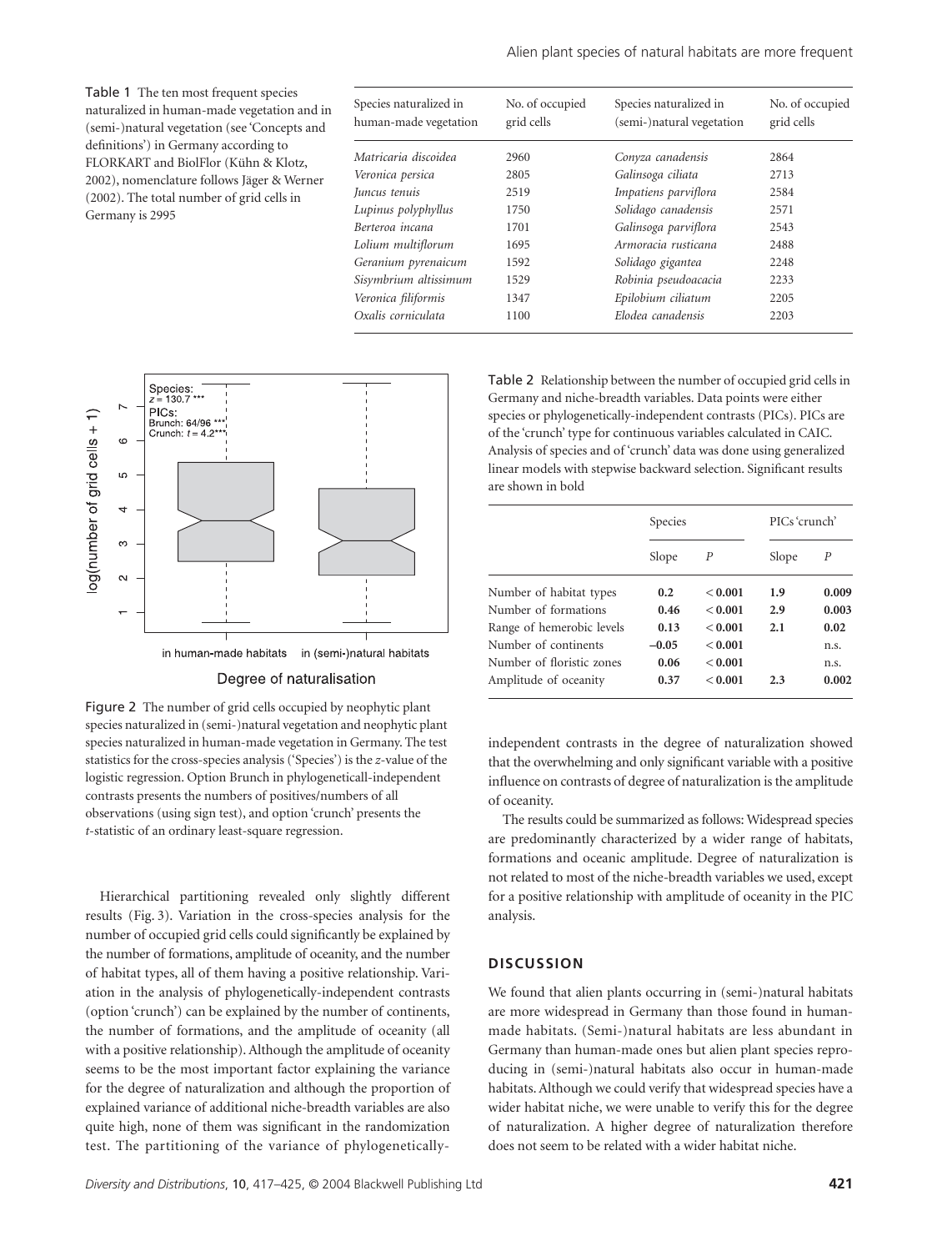Table 1 The ten most frequent species naturalized in human-made vegetation and in (semi-)natural vegetation (see 'Concepts and definitions') in Germany according to FLORKART and BiolFlor (Kühn & Klotz, 2002), nomenclature follows Jäger & Werner (2002). The total number of grid cells in Germany is 2995

| Species naturalized in human-made vegetation | No. of occupied grid cells | Species naturalized in (semi-)natural vegetation | No. of occupied grid cells |
|---|---|---|---|
| *Matricaria discoidea* | 2960 | *Conyza canadensis* | 2864 |
| *Veronica persica* | 2805 | *Galinsoga ciliata* | 2713 |
| *Juncus tenuis* | 2519 | *Impatiens parviflora* | 2584 |
| *Lupinus polyphyllus* | 1750 | *Solidago canadensis* | 2571 |
| *Berteroa incana* | 1701 | *Galinsoga parviflora* | 2543 |
| *Lolium multiflorum* | 1695 | *Armoracia rusticana* | 2488 |
| *Geranium pyrenaicum* | 1592 | *Solidago gigantea* | 2248 |
| *Sisymbrium altissimum* | 1529 | *Robinia pseudoacacia* | 2233 |
| *Veronica filiformis* | 1347 | *Epilobium ciliatum* | 2205 |
| *Oxalis corniculata* | 1100 | *Elodea canadensis* | 2203 |

Figure 2 The number of grid cells occupied by neophytic plant species naturalized in (semi-)natural vegetation and neophytic plant species naturalized in human-made vegetation in Germany. The test statistics for the cross-species analysis ('Species') is the *z*-value of the logistic regression. Option Brunch in phylogeneticall-independent contrasts presents the numbers of positives/numbers of all observations (using sign test), and option 'crunch' presents the *t*-statistic of an ordinary least-square regression.

Hierarchical partitioning revealed only slightly different results (Fig. 3). Variation in the cross-species analysis for the number of occupied grid cells could significantly be explained by the number of formations, amplitude of oceanity, and the number of habitat types, all of them having a positive relationship. Variation in the analysis of phylogenetically-independent contrasts (option 'crunch') can be explained by the number of continents, the number of formations, and the amplitude of oceanity (all with a positive relationship). Although the amplitude of oceanity seems to be the most important factor explaining the variance for the degree of naturalization and although the proportion of explained variance of additional niche-breadth variables are also quite high, none of them was significant in the randomization test. The partitioning of the variance of phylogenetically-independent contrasts in the degree of naturalization showed that the overwhelming and only significant variable with a positive influence on contrasts of degree of naturalization is the amplitude of oceanity.

Table 2 Relationship between the number of occupied grid cells in Germany and niche-breadth variables. Data points were either species or phylogenetically-independent contrasts (PICs). PICs are of the 'crunch' type for continuous variables calculated in CAIC. Analysis of species and of 'crunch' data was done using generalized linear models with stepwise backward selection. Significant results are shown in bold

| | Species | | PICs 'crunch' | |
|---|---|---|---|---|
| | Slope | *P* | Slope | *P* |
| Number of habitat types | **0.2** | **< 0.001** | **1.9** | **0.009** |
| Number of formations | **0.46** | **< 0.001** | **2.9** | **0.003** |
| Range of hemerobic levels | **0.13** | **< 0.001** | **2.1** | **0.02** |
| Number of continents | **–0.05** | **< 0.001** | | n.s. |
| Number of floristic zones | **0.06** | **< 0.001** | | n.s. |
| Amplitude of oceanity | **0.37** | **< 0.001** | **2.3** | **0.002** |

The results could be summarized as follows: Widespread species are predominantly characterized by a wider range of habitats, formations and oceanic amplitude. Degree of naturalization is not related to most of the niche-breadth variables we used, except for a positive relationship with amplitude of oceanity in the PIC analysis.

## DISCUSSION

We found that alien plants occurring in (semi-)natural habitats are more widespread in Germany than those found in human-made habitats. (Semi-)natural habitats are less abundant in Germany than human-made ones but alien plant species reproducing in (semi-)natural habitats also occur in human-made habitats. Although we could verify that widespread species have a wider habitat niche, we were unable to verify this for the degree of naturalization. A higher degree of naturalization therefore does not seem to be related with a wider habitat niche.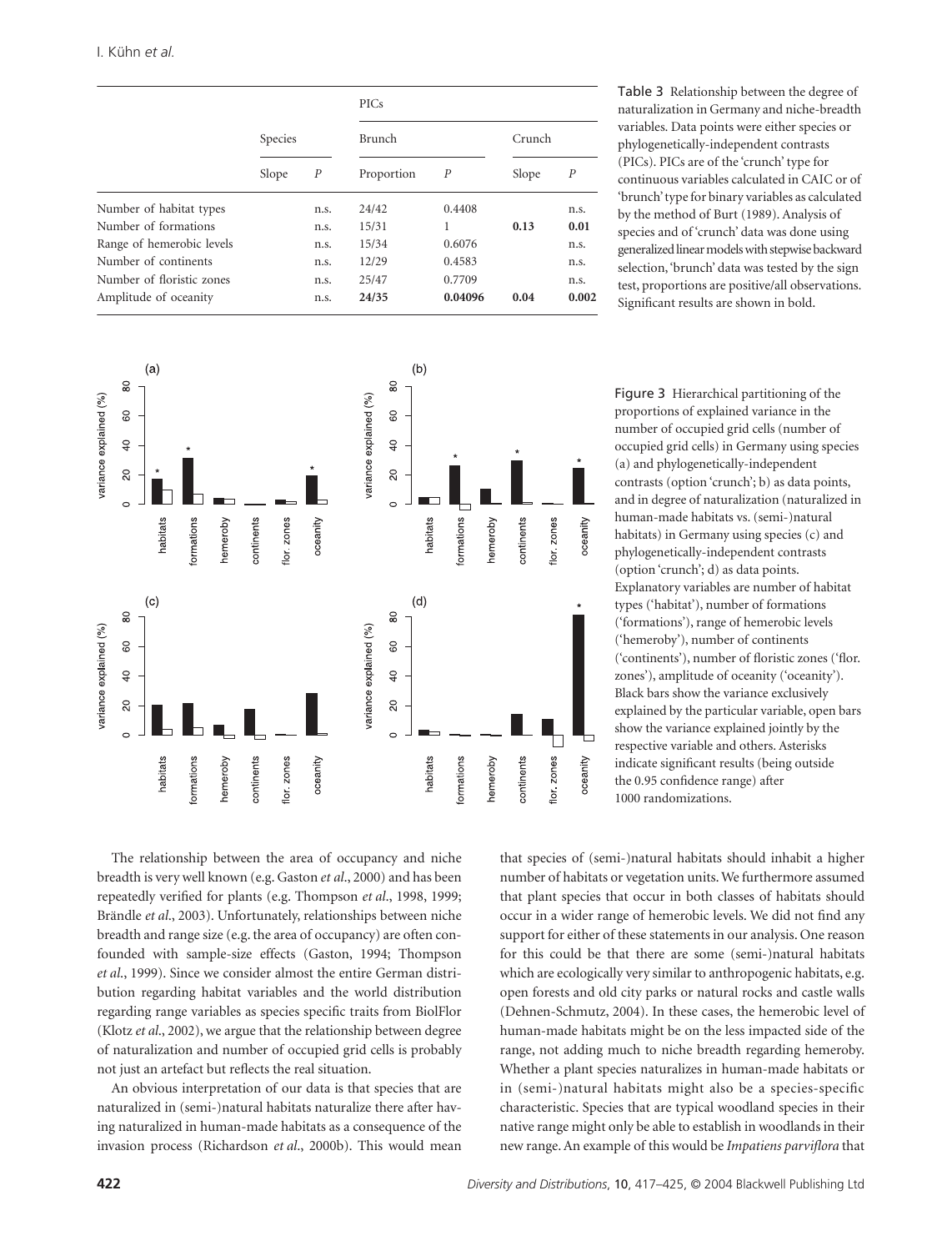|  | Species |  | PICs |  |  |  |
|---|---|---|---|---|---|---|
|  |  |  | Brunch |  | Crunch |  |
|  | Slope | *P* | Proportion | *P* | Slope | *P* |
| Number of habitat types |  | n.s. | 24/42 | 0.4408 |  | n.s. |
| Number of formations |  | n.s. | 15/31 | 1 | **0.13** | **0.01** |
| Range of hemerobic levels |  | n.s. | 15/34 | 0.6076 |  | n.s. |
| Number of continents |  | n.s. | 12/29 | 0.4583 |  | n.s. |
| Number of floristic zones |  | n.s. | 25/47 | 0.7709 |  | n.s. |
| Amplitude of oceanity |  | n.s. | **24/35** | **0.04096** | **0.04** | **0.002** |

Table 3 Relationship between the degree of naturalization in Germany and niche-breadth variables. Data points were either species or phylogenetically-independent contrasts (PICs). PICs are of the 'crunch' type for continuous variables calculated in CAIC or of 'brunch' type for binary variables as calculated by the method of Burt (1989). Analysis of species and of 'crunch' data was done using generalized linear models with stepwise backward selection, 'brunch' data was tested by the sign test, proportions are positive/all observations. Significant results are shown in bold.

Figure 3 Hierarchical partitioning of the proportions of explained variance in the number of occupied grid cells (number of occupied grid cells) in Germany using species (a) and phylogenetically-independent contrasts (option 'crunch'; b) as data points, and in degree of naturalization (naturalized in human-made habitats vs. (semi-)natural habitats) in Germany using species (c) and phylogenetically-independent contrasts (option 'crunch'; d) as data points. Explanatory variables are number of habitat types ('habitat'), number of formations ('formations'), range of hemerobic levels ('hemeroby'), number of continents ('continents'), number of floristic zones ('flor. zones'), amplitude of oceanity ('oceanity'). Black bars show the variance exclusively explained by the particular variable, open bars show the variance explained jointly by the respective variable and others. Asterisks indicate significant results (being outside the 0.95 confidence range) after 1000 randomizations.

The relationship between the area of occupancy and niche breadth is very well known (e.g. Gaston *et al*., 2000) and has been repeatedly verified for plants (e.g. Thompson *et al*., 1998, 1999; Brändle *et al*., 2003). Unfortunately, relationships between niche breadth and range size (e.g. the area of occupancy) are often confounded with sample-size effects (Gaston, 1994; Thompson *et al*., 1999). Since we consider almost the entire German distribution regarding habitat variables and the world distribution regarding range variables as species specific traits from BiolFlor (Klotz *et al*., 2002), we argue that the relationship between degree of naturalization and number of occupied grid cells is probably not just an artefact but reflects the real situation.

An obvious interpretation of our data is that species that are naturalized in (semi-)natural habitats naturalize there after having naturalized in human-made habitats as a consequence of the invasion process (Richardson *et al*., 2000b). This would mean that species of (semi-)natural habitats should inhabit a higher number of habitats or vegetation units. We furthermore assumed that plant species that occur in both classes of habitats should occur in a wider range of hemerobic levels. We did not find any support for either of these statements in our analysis. One reason for this could be that there are some (semi-)natural habitats which are ecologically very similar to anthropogenic habitats, e.g. open forests and old city parks or natural rocks and castle walls (Dehnen-Schmutz, 2004). In these cases, the hemerobic level of human-made habitats might be on the less impacted side of the range, not adding much to niche breadth regarding hemeroby. Whether a plant species naturalizes in human-made habitats or in (semi-)natural habitats might also be a species-specific characteristic. Species that are typical woodland species in their native range might only be able to establish in woodlands in their new range. An example of this would be *Impatiens parviflora* that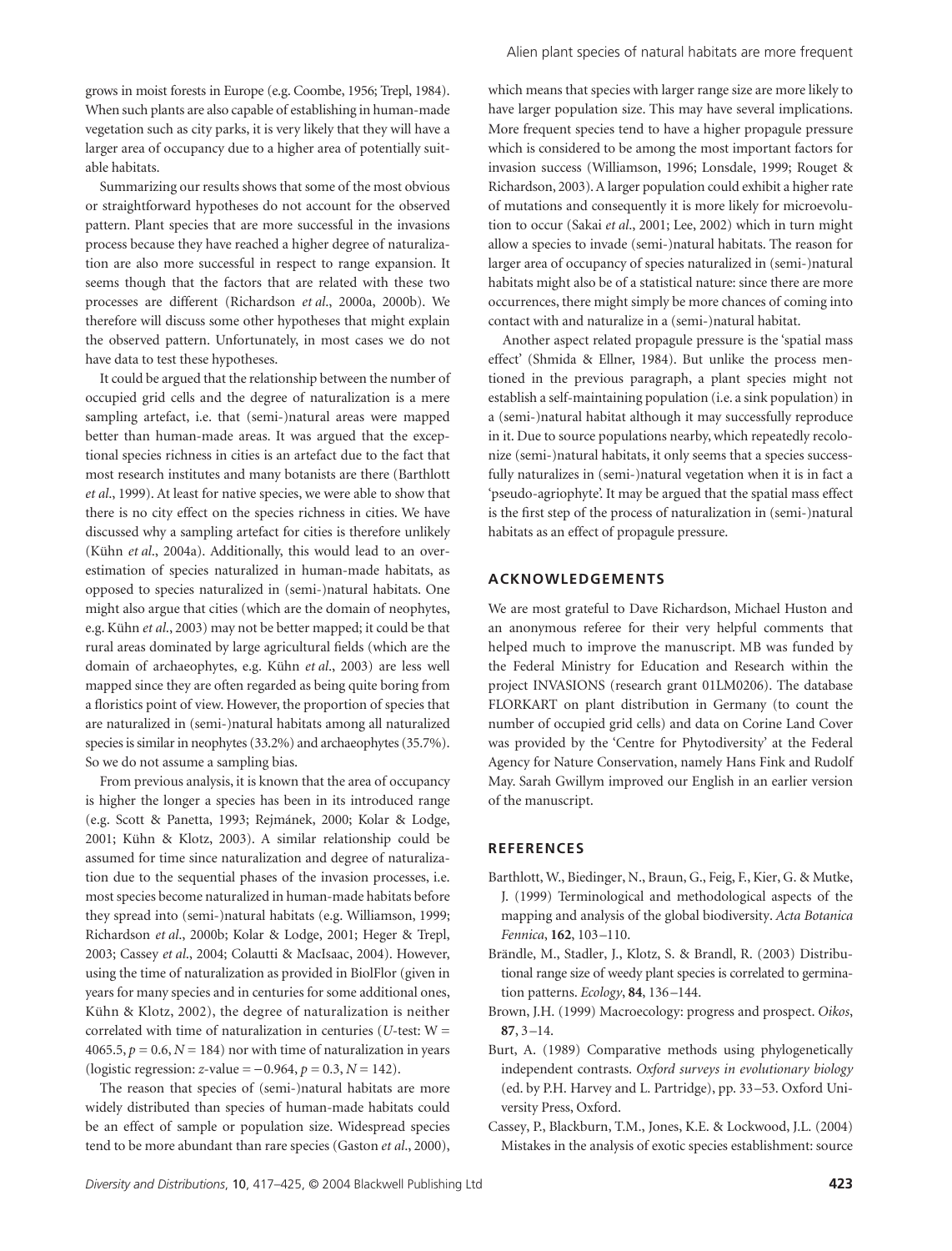grows in moist forests in Europe (e.g. Coombe, 1956; Trepl, 1984). When such plants are also capable of establishing in human-made vegetation such as city parks, it is very likely that they will have a larger area of occupancy due to a higher area of potentially suitable habitats.

Summarizing our results shows that some of the most obvious or straightforward hypotheses do not account for the observed pattern. Plant species that are more successful in the invasions process because they have reached a higher degree of naturalization are also more successful in respect to range expansion. It seems though that the factors that are related with these two processes are different (Richardson *et al*., 2000a, 2000b). We therefore will discuss some other hypotheses that might explain the observed pattern. Unfortunately, in most cases we do not have data to test these hypotheses.

It could be argued that the relationship between the number of occupied grid cells and the degree of naturalization is a mere sampling artefact, i.e. that (semi-)natural areas were mapped better than human-made areas. It was argued that the exceptional species richness in cities is an artefact due to the fact that most research institutes and many botanists are there (Barthlott *et al*., 1999). At least for native species, we were able to show that there is no city effect on the species richness in cities. We have discussed why a sampling artefact for cities is therefore unlikely (Kühn *et al*., 2004a). Additionally, this would lead to an overestimation of species naturalized in human-made habitats, as opposed to species naturalized in (semi-)natural habitats. One might also argue that cities (which are the domain of neophytes, e.g. Kühn *et al*., 2003) may not be better mapped; it could be that rural areas dominated by large agricultural fields (which are the domain of archaeophytes, e.g. Kühn *et al*., 2003) are less well mapped since they are often regarded as being quite boring from a floristics point of view. However, the proportion of species that are naturalized in (semi-)natural habitats among all naturalized species is similar in neophytes (33.2%) and archaeophytes (35.7%). So we do not assume a sampling bias.

From previous analysis, it is known that the area of occupancy is higher the longer a species has been in its introduced range (e.g. Scott & Panetta, 1993; Rejmánek, 2000; Kolar & Lodge, 2001; Kühn & Klotz, 2003). A similar relationship could be assumed for time since naturalization and degree of naturalization due to the sequential phases of the invasion processes, i.e. most species become naturalized in human-made habitats before they spread into (semi-)natural habitats (e.g. Williamson, 1999; Richardson *et al*., 2000b; Kolar & Lodge, 2001; Heger & Trepl, 2003; Cassey *et al*., 2004; Colautti & MacIsaac, 2004). However, using the time of naturalization as provided in BiolFlor (given in years for many species and in centuries for some additional ones, Kühn & Klotz, 2002), the degree of naturalization is neither correlated with time of naturalization in centuries ($U$-test: $W = 4065.5$, $p = 0.6$, $N = 184$) nor with time of naturalization in years (logistic regression: $z$-value $= -0.964$, $p = 0.3$, $N = 142$).

The reason that species of (semi-)natural habitats are more widely distributed than species of human-made habitats could be an effect of sample or population size. Widespread species tend to be more abundant than rare species (Gaston *et al*., 2000), which means that species with larger range size are more likely to have larger population size. This may have several implications. More frequent species tend to have a higher propagule pressure which is considered to be among the most important factors for invasion success (Williamson, 1996; Lonsdale, 1999; Rouget & Richardson, 2003). A larger population could exhibit a higher rate of mutations and consequently it is more likely for microevolution to occur (Sakai *et al*., 2001; Lee, 2002) which in turn might allow a species to invade (semi-)natural habitats. The reason for larger area of occupancy of species naturalized in (semi-)natural habitats might also be of a statistical nature: since there are more occurrences, there might simply be more chances of coming into contact with and naturalize in a (semi-)natural habitat.

Another aspect related propagule pressure is the 'spatial mass effect' (Shmida & Ellner, 1984). But unlike the process mentioned in the previous paragraph, a plant species might not establish a self-maintaining population (i.e. a sink population) in a (semi-)natural habitat although it may successfully reproduce in it. Due to source populations nearby, which repeatedly recolonize (semi-)natural habitats, it only seems that a species successfully naturalizes in (semi-)natural vegetation when it is in fact a 'pseudo-agriophyte'. It may be argued that the spatial mass effect is the first step of the process of naturalization in (semi-)natural habitats as an effect of propagule pressure.

## ACKNOWLEDGEMENTS

We are most grateful to Dave Richardson, Michael Huston and an anonymous referee for their very helpful comments that helped much to improve the manuscript. MB was funded by the Federal Ministry for Education and Research within the project INVASIONS (research grant 01LM0206). The database FLORKART on plant distribution in Germany (to count the number of occupied grid cells) and data on Corine Land Cover was provided by the 'Centre for Phytodiversity' at the Federal Agency for Nature Conservation, namely Hans Fink and Rudolf May. Sarah Gwillym improved our English in an earlier version of the manuscript.

## REFERENCES

Barthlott, W., Biedinger, N., Braun, G., Feig, F., Kier, G. & Mutke, J. (1999) Terminological and methodological aspects of the mapping and analysis of the global biodiversity. *Acta Botanica Fennica*, **162**, 103–110.

Brändle, M., Stadler, J., Klotz, S. & Brandl, R. (2003) Distributional range size of weedy plant species is correlated to germination patterns. *Ecology*, **84**, 136–144.

Brown, J.H. (1999) Macroecology: progress and prospect. *Oikos*, **87**, 3–14.

Burt, A. (1989) Comparative methods using phylogenetically independent contrasts. *Oxford surveys in evolutionary biology* (ed. by P.H. Harvey and L. Partridge), pp. 33–53. Oxford University Press, Oxford.

Cassey, P., Blackburn, T.M., Jones, K.E. & Lockwood, J.L. (2004) Mistakes in the analysis of exotic species establishment: source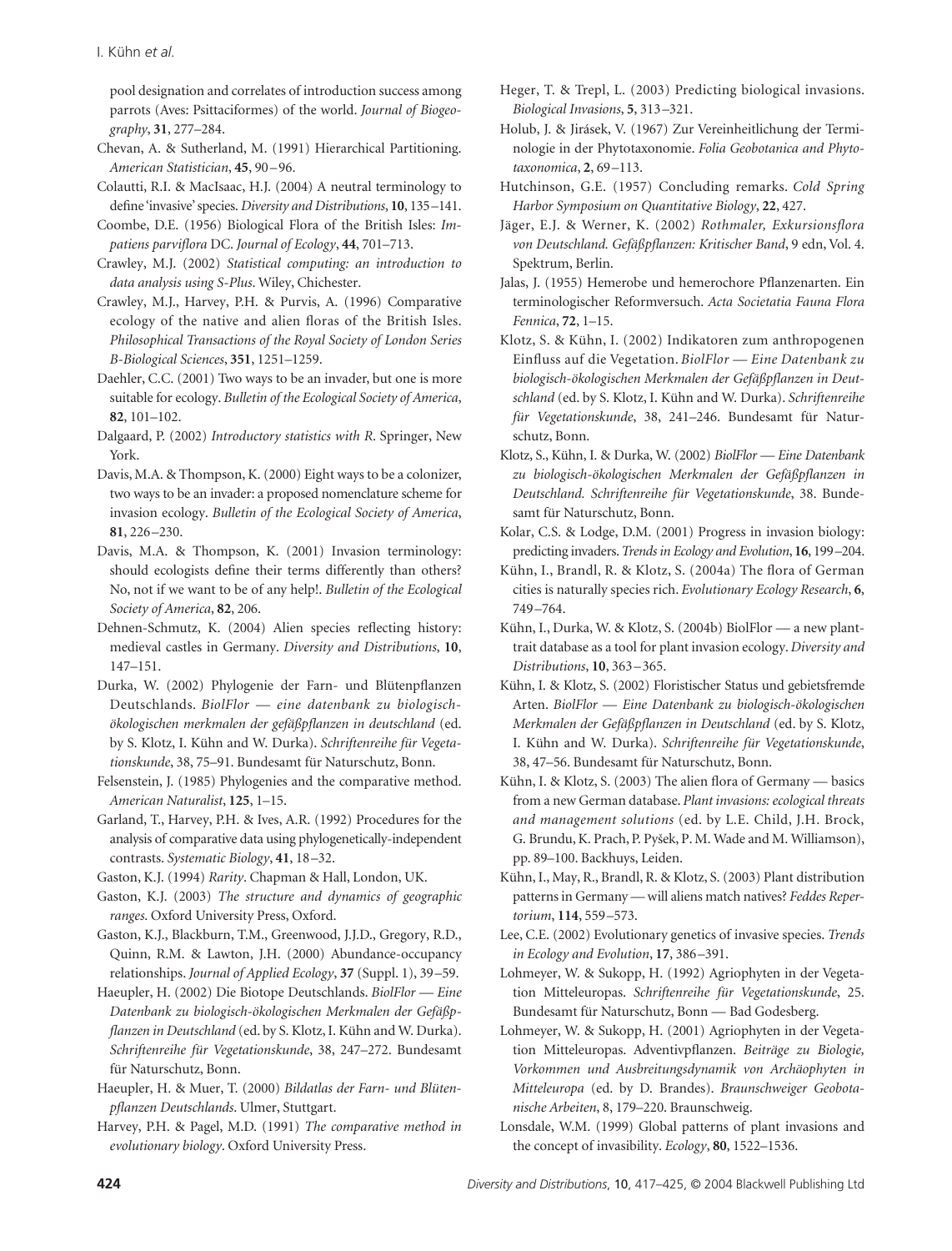pool designation and correlates of introduction success among parrots (Aves: Psittaciformes) of the world. *Journal of Biogeography*, **31**, 277–284.

Chevan, A. & Sutherland, M. (1991) Hierarchical Partitioning. *American Statistician*, **45**, 90–96.

Colautti, R.I. & MacIsaac, H.J. (2004) A neutral terminology to define 'invasive' species. *Diversity and Distributions*, **10**, 135–141.

Coombe, D.E. (1956) Biological Flora of the British Isles: *Impatiens parviflora* DC. *Journal of Ecology*, **44**, 701–713.

Crawley, M.J. (2002) *Statistical computing: an introduction to data analysis using S-Plus*. Wiley, Chichester.

Crawley, M.J., Harvey, P.H. & Purvis, A. (1996) Comparative ecology of the native and alien floras of the British Isles. *Philosophical Transactions of the Royal Society of London Series B-Biological Sciences*, **351**, 1251–1259.

Daehler, C.C. (2001) Two ways to be an invader, but one is more suitable for ecology. *Bulletin of the Ecological Society of America*, **82**, 101–102.

Dalgaard, P. (2002) *Introductory statistics with R*. Springer, New York.

Davis, M.A. & Thompson, K. (2000) Eight ways to be a colonizer, two ways to be an invader: a proposed nomenclature scheme for invasion ecology. *Bulletin of the Ecological Society of America*, **81**, 226–230.

Davis, M.A. & Thompson, K. (2001) Invasion terminology: should ecologists define their terms differently than others? No, not if we want to be of any help!. *Bulletin of the Ecological Society of America*, **82**, 206.

Dehnen-Schmutz, K. (2004) Alien species reflecting history: medieval castles in Germany. *Diversity and Distributions*, **10**, 147–151.

Durka, W. (2002) Phylogenie der Farn- und Blütenpflanzen Deutschlands. *BiolFlor — eine datenbank zu biologisch-ökologischen merkmalen der gefäßpflanzen in deutschland* (ed. by S. Klotz, I. Kühn and W. Durka). *Schriftenreihe für Vegetationskunde*, 38, 75–91. Bundesamt für Naturschutz, Bonn.

Felsenstein, J. (1985) Phylogenies and the comparative method. *American Naturalist*, **125**, 1–15.

Garland, T., Harvey, P.H. & Ives, A.R. (1992) Procedures for the analysis of comparative data using phylogenetically-independent contrasts. *Systematic Biology*, **41**, 18–32.

Gaston, K.J. (1994) *Rarity*. Chapman & Hall, London, UK.

Gaston, K.J. (2003) *The structure and dynamics of geographic ranges*. Oxford University Press, Oxford.

Gaston, K.J., Blackburn, T.M., Greenwood, J.J.D., Gregory, R.D., Quinn, R.M. & Lawton, J.H. (2000) Abundance-occupancy relationships. *Journal of Applied Ecology*, **37** (Suppl. 1), 39–59.

Haeupler, H. (2002) Die Biotope Deutschlands. *BiolFlor — Eine Datenbank zu biologisch-ökologischen Merkmalen der Gefäßpflanzen in Deutschland* (ed. by S. Klotz, I. Kühn and W. Durka). *Schriftenreihe für Vegetationskunde*, 38, 247–272. Bundesamt für Naturschutz, Bonn.

Haeupler, H. & Muer, T. (2000) *Bildatlas der Farn- und Blütenpflanzen Deutschlands*. Ulmer, Stuttgart.

Harvey, P.H. & Pagel, M.D. (1991) *The comparative method in evolutionary biology*. Oxford University Press.

Heger, T. & Trepl, L. (2003) Predicting biological invasions. *Biological Invasions*, **5**, 313–321.

Holub, J. & Jirásek, V. (1967) Zur Vereinheitlichung der Terminologie in der Phytotaxonomie. *Folia Geobotanica and Phytotaxonomica*, **2**, 69–113.

Hutchinson, G.E. (1957) Concluding remarks. *Cold Spring Harbor Symposium on Quantitative Biology*, **22**, 427.

Jäger, E.J. & Werner, K. (2002) *Rothmaler, Exkursionsflora von Deutschland. Gefäßpflanzen: Kritischer Band*, 9 edn, Vol. 4. Spektrum, Berlin.

Jalas, J. (1955) Hemerobe und hemerochore Pflanzenarten. Ein terminologischer Reformversuch. *Acta Societatia Fauna Flora Fennica*, **72**, 1–15.

Klotz, S. & Kühn, I. (2002) Indikatoren zum anthropogenen Einfluss auf die Vegetation. *BiolFlor — Eine Datenbank zu biologisch-ökologischen Merkmalen der Gefäßpflanzen in Deutschland* (ed. by S. Klotz, I. Kühn and W. Durka). *Schriftenreihe für Vegetationskunde*, 38, 241–246. Bundesamt für Naturschutz, Bonn.

Klotz, S., Kühn, I. & Durka, W. (2002) *BiolFlor — Eine Datenbank zu biologisch-ökologischen Merkmalen der Gefäßpflanzen in Deutschland. Schriftenreihe für Vegetationskunde*, 38. Bundesamt für Naturschutz, Bonn.

Kolar, C.S. & Lodge, D.M. (2001) Progress in invasion biology: predicting invaders. *Trends in Ecology and Evolution*, **16**, 199–204.

Kühn, I., Brandl, R. & Klotz, S. (2004a) The flora of German cities is naturally species rich. *Evolutionary Ecology Research*, **6**, 749–764.

Kühn, I., Durka, W. & Klotz, S. (2004b) BiolFlor — a new plant-trait database as a tool for plant invasion ecology. *Diversity and Distributions*, **10**, 363–365.

Kühn, I. & Klotz, S. (2002) Floristischer Status und gebietsfremde Arten. *BiolFlor — Eine Datenbank zu biologisch-ökologischen Merkmalen der Gefäßpflanzen in Deutschland* (ed. by S. Klotz, I. Kühn and W. Durka). *Schriftenreihe für Vegetationskunde*, 38, 47–56. Bundesamt für Naturschutz, Bonn.

Kühn, I. & Klotz, S. (2003) The alien flora of Germany — basics from a new German database. *Plant invasions: ecological threats and management solutions* (ed. by L.E. Child, J.H. Brock, G. Brundu, K. Prach, P. Pyšek, P. M. Wade and M. Williamson), pp. 89–100. Backhuys, Leiden.

Kühn, I., May, R., Brandl, R. & Klotz, S. (2003) Plant distribution patterns in Germany — will aliens match natives? *Feddes Repertorium*, **114**, 559–573.

Lee, C.E. (2002) Evolutionary genetics of invasive species. *Trends in Ecology and Evolution*, **17**, 386–391.

Lohmeyer, W. & Sukopp, H. (1992) Agriophyten in der Vegetation Mitteleuropas. *Schriftenreihe für Vegetationskunde*, 25. Bundesamt für Naturschutz, Bonn — Bad Godesberg.

Lohmeyer, W. & Sukopp, H. (2001) Agriophyten in der Vegetation Mitteleuropas. Adventivpflanzen. *Beiträge zu Biologie, Vorkommen und Ausbreitungsdynamik von Archäophyten in Mitteleuropa* (ed. by D. Brandes). *Braunschweiger Geobotanische Arbeiten*, 8, 179–220. Braunschweig.

Lonsdale, W.M. (1999) Global patterns of plant invasions and the concept of invasibility. *Ecology*, **80**, 1522–1536.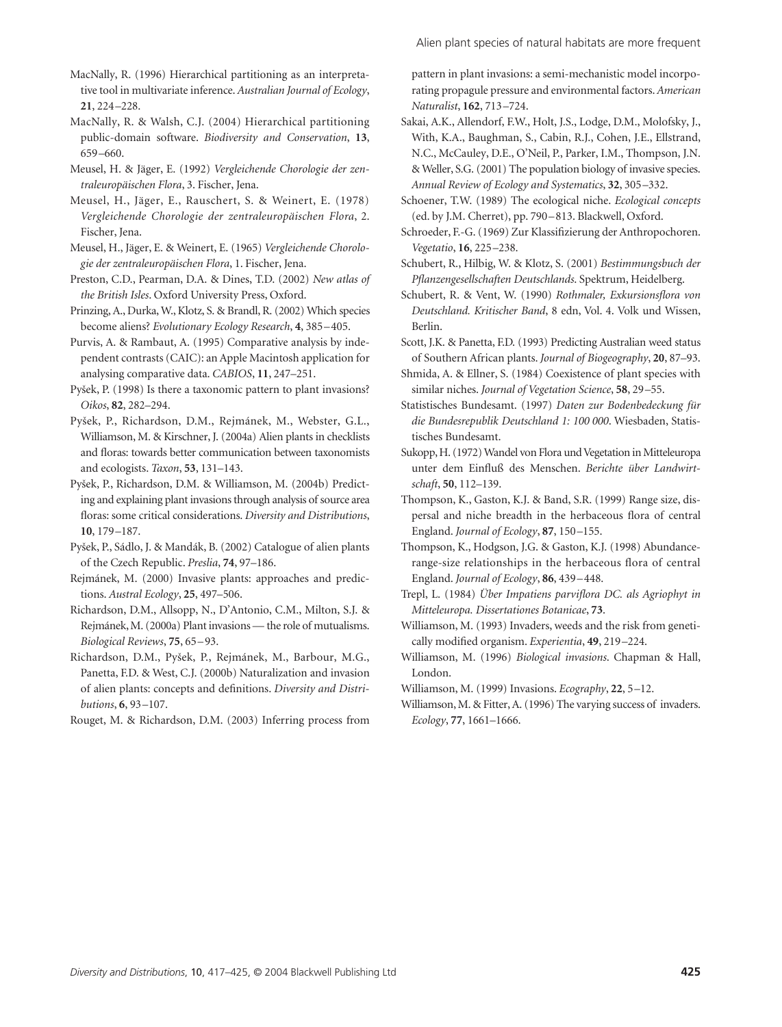MacNally, R. (1996) Hierarchical partitioning as an interpretative tool in multivariate inference. *Australian Journal of Ecology*, **21**, 224–228.

MacNally, R. & Walsh, C.J. (2004) Hierarchical partitioning public-domain software. *Biodiversity and Conservation*, **13**, 659–660.

Meusel, H. & Jäger, E. (1992) *Vergleichende Chorologie der zentraleuropäischen Flora*, 3. Fischer, Jena.

Meusel, H., Jäger, E., Rauschert, S. & Weinert, E. (1978) *Vergleichende Chorologie der zentraleuropäischen Flora*, 2. Fischer, Jena.

Meusel, H., Jäger, E. & Weinert, E. (1965) *Vergleichende Chorologie der zentraleuropäischen Flora*, 1. Fischer, Jena.

Preston, C.D., Pearman, D.A. & Dines, T.D. (2002) *New atlas of the British Isles*. Oxford University Press, Oxford.

Prinzing, A., Durka, W., Klotz, S. & Brandl, R. (2002) Which species become aliens? *Evolutionary Ecology Research*, **4**, 385–405.

Purvis, A. & Rambaut, A. (1995) Comparative analysis by independent contrasts (CAIC): an Apple Macintosh application for analysing comparative data. *CABIOS*, **11**, 247–251.

Pyšek, P. (1998) Is there a taxonomic pattern to plant invasions? *Oikos*, **82**, 282–294.

Pyšek, P., Richardson, D.M., Rejmánek, M., Webster, G.L., Williamson, M. & Kirschner, J. (2004a) Alien plants in checklists and floras: towards better communication between taxonomists and ecologists. *Taxon*, **53**, 131–143.

Pyšek, P., Richardson, D.M. & Williamson, M. (2004b) Predicting and explaining plant invasions through analysis of source area floras: some critical considerations. *Diversity and Distributions*, **10**, 179–187.

Pyšek, P., Sádlo, J. & Mandák, B. (2002) Catalogue of alien plants of the Czech Republic. *Preslia*, **74**, 97–186.

Rejmánek, M. (2000) Invasive plants: approaches and predictions. *Austral Ecology*, **25**, 497–506.

Richardson, D.M., Allsopp, N., D'Antonio, C.M., Milton, S.J. & Rejmánek, M. (2000a) Plant invasions — the role of mutualisms. *Biological Reviews*, **75**, 65–93.

Richardson, D.M., Pyšek, P., Rejmánek, M., Barbour, M.G., Panetta, F.D. & West, C.J. (2000b) Naturalization and invasion of alien plants: concepts and definitions. *Diversity and Distributions*, **6**, 93–107.

Rouget, M. & Richardson, D.M. (2003) Inferring process from pattern in plant invasions: a semi-mechanistic model incorporating propagule pressure and environmental factors. *American Naturalist*, **162**, 713–724.

Sakai, A.K., Allendorf, F.W., Holt, J.S., Lodge, D.M., Molofsky, J., With, K.A., Baughman, S., Cabin, R.J., Cohen, J.E., Ellstrand, N.C., McCauley, D.E., O'Neil, P., Parker, I.M., Thompson, J.N. & Weller, S.G. (2001) The population biology of invasive species. *Annual Review of Ecology and Systematics*, **32**, 305–332.

Schoener, T.W. (1989) The ecological niche. *Ecological concepts* (ed. by J.M. Cherret), pp. 790–813. Blackwell, Oxford.

Schroeder, F.-G. (1969) Zur Klassifizierung der Anthropochoren. *Vegetatio*, **16**, 225–238.

Schubert, R., Hilbig, W. & Klotz, S. (2001) *Bestimmungsbuch der Pflanzengesellschaften Deutschlands*. Spektrum, Heidelberg.

Schubert, R. & Vent, W. (1990) *Rothmaler, Exkursionsflora von Deutschland. Kritischer Band*, 8 edn, Vol. 4. Volk und Wissen, Berlin.

Scott, J.K. & Panetta, F.D. (1993) Predicting Australian weed status of Southern African plants. *Journal of Biogeography*, **20**, 87–93.

Shmida, A. & Ellner, S. (1984) Coexistence of plant species with similar niches. *Journal of Vegetation Science*, **58**, 29–55.

Statistisches Bundesamt. (1997) *Daten zur Bodenbedeckung für die Bundesrepublik Deutschland 1: 100 000*. Wiesbaden, Statistisches Bundesamt.

Sukopp, H. (1972) Wandel von Flora und Vegetation in Mitteleuropa unter dem Einfluß des Menschen. *Berichte über Landwirtschaft*, **50**, 112–139.

Thompson, K., Gaston, K.J. & Band, S.R. (1999) Range size, dispersal and niche breadth in the herbaceous flora of central England. *Journal of Ecology*, **87**, 150–155.

Thompson, K., Hodgson, J.G. & Gaston, K.J. (1998) Abundance-range-size relationships in the herbaceous flora of central England. *Journal of Ecology*, **86**, 439–448.

Trepl, L. (1984) *Über Impatiens parviflora DC. als Agriophyt in Mitteleuropa. Dissertationes Botanicae*, **73**.

Williamson, M. (1993) Invaders, weeds and the risk from genetically modified organism. *Experientia*, **49**, 219–224.

Williamson, M. (1996) *Biological invasions*. Chapman & Hall, London.

Williamson, M. (1999) Invasions. *Ecography*, **22**, 5–12.

Williamson, M. & Fitter, A. (1996) The varying success of invaders. *Ecology*, **77**, 1661–1666.